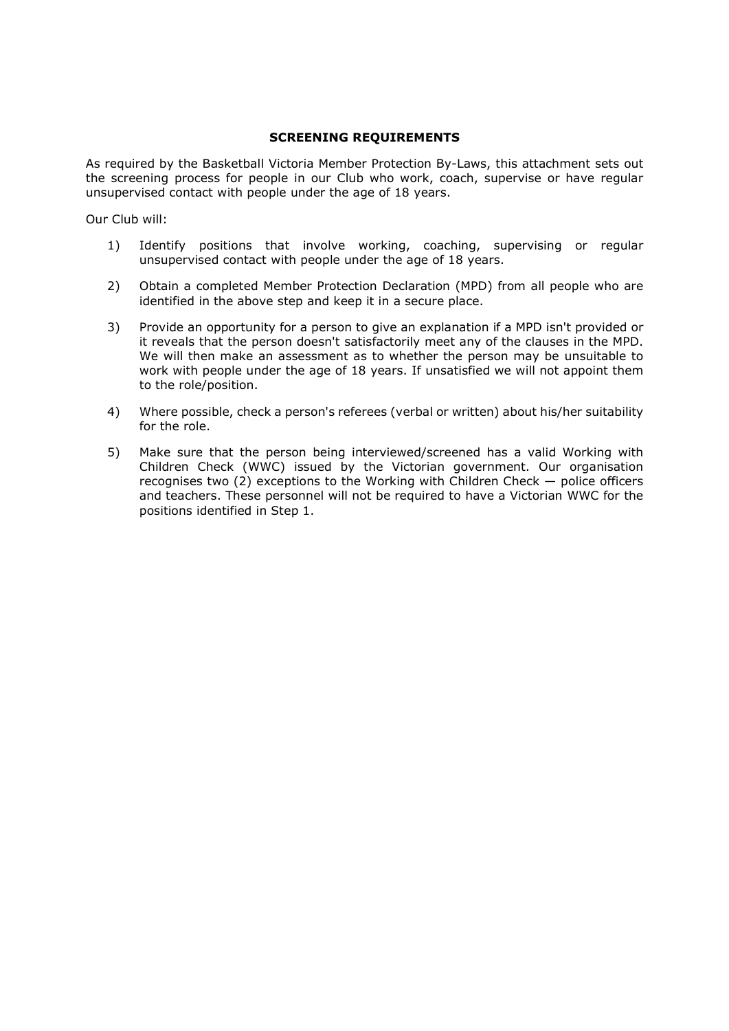# SCREENING REQUIREMENTS

As required by the Basketball Victoria Member Protection By-Laws, this attachment sets out the screening process for people in our Club who work, coach, supervise or have regular unsupervised contact with people under the age of 18 years.

Our Club will:

1) Identify positions that involve working, coaching, supervising or regular unsupervised contact with people under the age of 18 years.

2) Obtain a completed Member Protection Declaration (MPD) from all people who are identified in the above step and keep it in a secure place.

3) Provide an opportunity for a person to give an explanation if a MPD isn't provided or it reveals that the person doesn't satisfactorily meet any of the clauses in the MPD. We will then make an assessment as to whether the person may be unsuitable to work with people under the age of 18 years. If unsatisfied we will not appoint them to the role/position.

4) Where possible, check a person's referees (verbal or written) about his/her suitability for the role.

5) Make sure that the person being interviewed/screened has a valid Working with Children Check (WWC) issued by the Victorian government. Our organisation recognises two (2) exceptions to the Working with Children Check — police officers and teachers. These personnel will not be required to have a Victorian WWC for the positions identified in Step 1.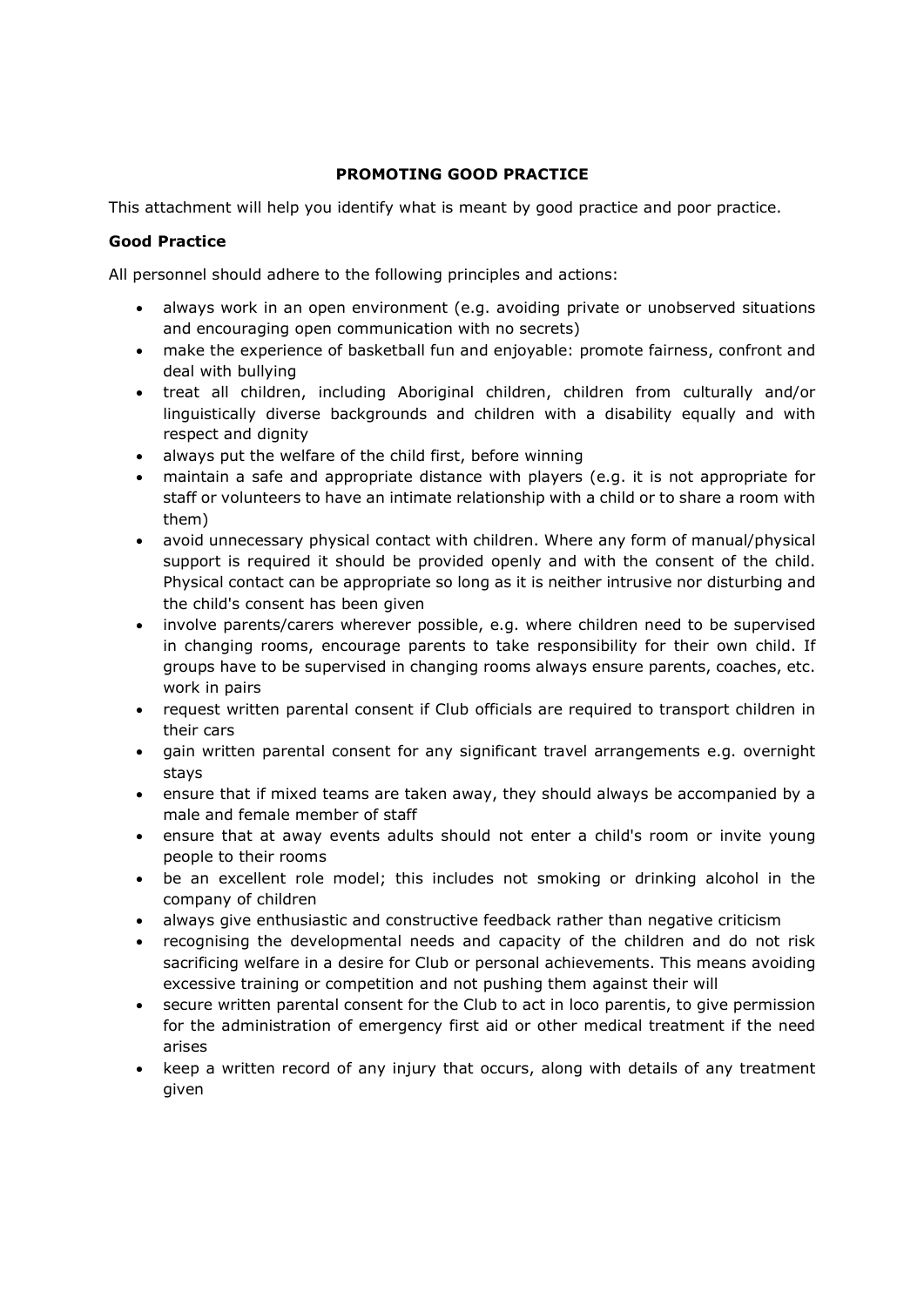## PROMOTING GOOD PRACTICE

This attachment will help you identify what is meant by good practice and poor practice.

### Good Practice

All personnel should adhere to the following principles and actions:

- always work in an open environment (e.g. avoiding private or unobserved situations and encouraging open communication with no secrets)
- make the experience of basketball fun and enjoyable: promote fairness, confront and deal with bullying
- treat all children, including Aboriginal children, children from culturally and/or linguistically diverse backgrounds and children with a disability equally and with respect and dignity
- always put the welfare of the child first, before winning
- maintain a safe and appropriate distance with players (e.g. it is not appropriate for staff or volunteers to have an intimate relationship with a child or to share a room with them)
- avoid unnecessary physical contact with children. Where any form of manual/physical support is required it should be provided openly and with the consent of the child. Physical contact can be appropriate so long as it is neither intrusive nor disturbing and the child's consent has been given
- involve parents/carers wherever possible, e.g. where children need to be supervised in changing rooms, encourage parents to take responsibility for their own child. If groups have to be supervised in changing rooms always ensure parents, coaches, etc. work in pairs
- request written parental consent if Club officials are required to transport children in their cars
- gain written parental consent for any significant travel arrangements e.g. overnight stays
- ensure that if mixed teams are taken away, they should always be accompanied by a male and female member of staff
- ensure that at away events adults should not enter a child's room or invite young people to their rooms
- be an excellent role model; this includes not smoking or drinking alcohol in the company of children
- always give enthusiastic and constructive feedback rather than negative criticism
- recognising the developmental needs and capacity of the children and do not risk sacrificing welfare in a desire for Club or personal achievements. This means avoiding excessive training or competition and not pushing them against their will
- secure written parental consent for the Club to act in loco parentis, to give permission for the administration of emergency first aid or other medical treatment if the need arises
- keep a written record of any injury that occurs, along with details of any treatment given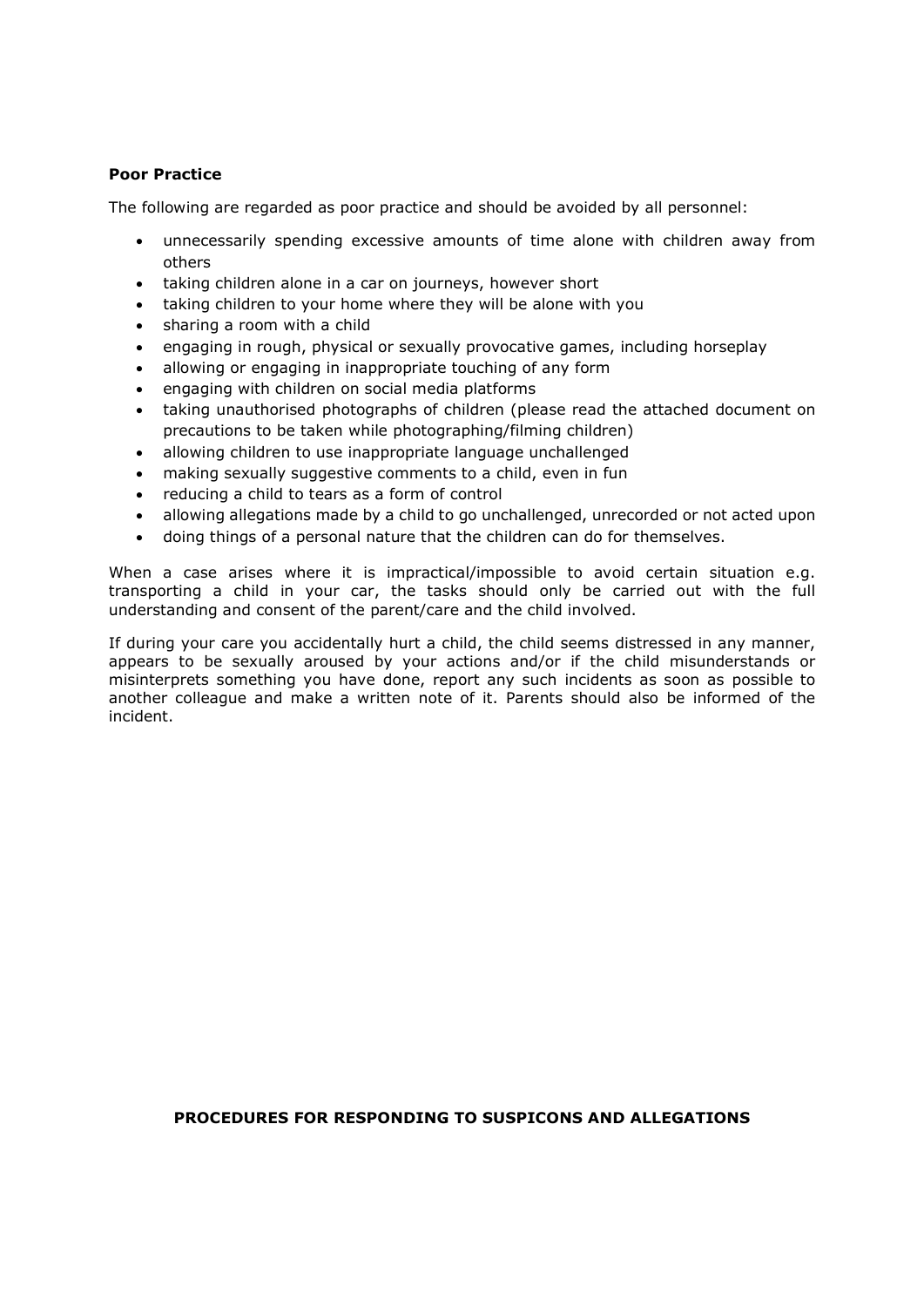**Poor Practice**

The following are regarded as poor practice and should be avoided by all personnel:

- unnecessarily spending excessive amounts of time alone with children away from others
- taking children alone in a car on journeys, however short
- taking children to your home where they will be alone with you
- sharing a room with a child
- engaging in rough, physical or sexually provocative games, including horseplay
- allowing or engaging in inappropriate touching of any form
- engaging with children on social media platforms
- taking unauthorised photographs of children (please read the attached document on precautions to be taken while photographing/filming children)
- allowing children to use inappropriate language unchallenged
- making sexually suggestive comments to a child, even in fun
- reducing a child to tears as a form of control
- allowing allegations made by a child to go unchallenged, unrecorded or not acted upon
- doing things of a personal nature that the children can do for themselves.

When a case arises where it is impractical/impossible to avoid certain situation e.g. transporting a child in your car, the tasks should only be carried out with the full understanding and consent of the parent/care and the child involved.

If during your care you accidentally hurt a child, the child seems distressed in any manner, appears to be sexually aroused by your actions and/or if the child misunderstands or misinterprets something you have done, report any such incidents as soon as possible to another colleague and make a written note of it. Parents should also be informed of the incident.

**PROCEDURES FOR RESPONDING TO SUSPICONS AND ALLEGATIONS**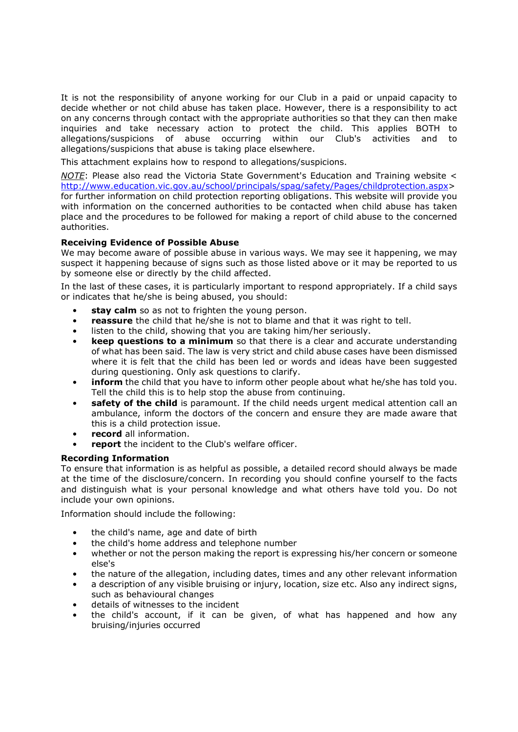It is not the responsibility of anyone working for our Club in a paid or unpaid capacity to decide whether or not child abuse has taken place. However, there is a responsibility to act on any concerns through contact with the appropriate authorities so that they can then make inquiries and take necessary action to protect the child. This applies BOTH to allegations/suspicions of abuse occurring within our Club's activities and to allegations/suspicions that abuse is taking place elsewhere.

This attachment explains how to respond to allegations/suspicions.

*NOTE*: Please also read the Victoria State Government's Education and Training website < http://www.education.vic.gov.au/school/principals/spag/safety/Pages/childprotection.aspx> for further information on child protection reporting obligations. This website will provide you with information on the concerned authorities to be contacted when child abuse has taken place and the procedures to be followed for making a report of child abuse to the concerned authorities.

**Receiving Evidence of Possible Abuse**

We may become aware of possible abuse in various ways. We may see it happening, we may suspect it happening because of signs such as those listed above or it may be reported to us by someone else or directly by the child affected.

In the last of these cases, it is particularly important to respond appropriately. If a child says or indicates that he/she is being abused, you should:

- **stay calm** so as not to frighten the young person.
- **reassure** the child that he/she is not to blame and that it was right to tell.
- listen to the child, showing that you are taking him/her seriously.
- **keep questions to a minimum** so that there is a clear and accurate understanding of what has been said. The law is very strict and child abuse cases have been dismissed where it is felt that the child has been led or words and ideas have been suggested during questioning. Only ask questions to clarify.
- **inform** the child that you have to inform other people about what he/she has told you. Tell the child this is to help stop the abuse from continuing.
- **safety of the child** is paramount. If the child needs urgent medical attention call an ambulance, inform the doctors of the concern and ensure they are made aware that this is a child protection issue.
- **record** all information.
- **report** the incident to the Club's welfare officer.

**Recording Information**

To ensure that information is as helpful as possible, a detailed record should always be made at the time of the disclosure/concern. In recording you should confine yourself to the facts and distinguish what is your personal knowledge and what others have told you. Do not include your own opinions.

Information should include the following:

- the child's name, age and date of birth
- the child's home address and telephone number
- whether or not the person making the report is expressing his/her concern or someone else's
- the nature of the allegation, including dates, times and any other relevant information
- a description of any visible bruising or injury, location, size etc. Also any indirect signs, such as behavioural changes
- details of witnesses to the incident
- the child's account, if it can be given, of what has happened and how any bruising/injuries occurred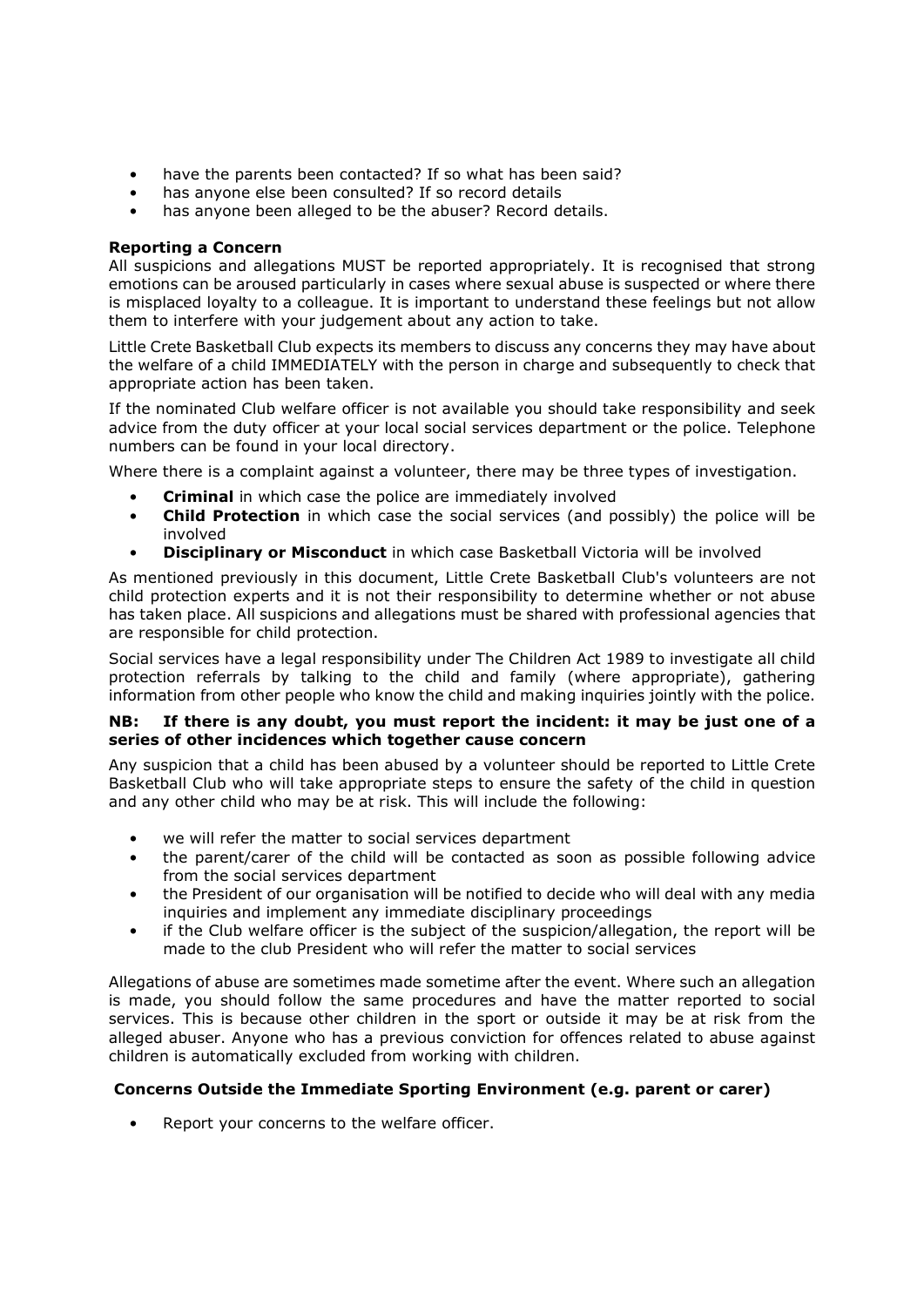- have the parents been contacted? If so what has been said?
- has anyone else been consulted? If so record details
- has anyone been alleged to be the abuser? Record details.

**Reporting a Concern**

All suspicions and allegations MUST be reported appropriately. It is recognised that strong emotions can be aroused particularly in cases where sexual abuse is suspected or where there is misplaced loyalty to a colleague. It is important to understand these feelings but not allow them to interfere with your judgement about any action to take.

Little Crete Basketball Club expects its members to discuss any concerns they may have about the welfare of a child IMMEDIATELY with the person in charge and subsequently to check that appropriate action has been taken.

If the nominated Club welfare officer is not available you should take responsibility and seek advice from the duty officer at your local social services department or the police. Telephone numbers can be found in your local directory.

Where there is a complaint against a volunteer, there may be three types of investigation.

- **Criminal** in which case the police are immediately involved
- **Child Protection** in which case the social services (and possibly) the police will be involved
- **Disciplinary or Misconduct** in which case Basketball Victoria will be involved

As mentioned previously in this document, Little Crete Basketball Club's volunteers are not child protection experts and it is not their responsibility to determine whether or not abuse has taken place. All suspicions and allegations must be shared with professional agencies that are responsible for child protection.

Social services have a legal responsibility under The Children Act 1989 to investigate all child protection referrals by talking to the child and family (where appropriate), gathering information from other people who know the child and making inquiries jointly with the police.

**NB: If there is any doubt, you must report the incident: it may be just one of a series of other incidences which together cause concern**

Any suspicion that a child has been abused by a volunteer should be reported to Little Crete Basketball Club who will take appropriate steps to ensure the safety of the child in question and any other child who may be at risk. This will include the following:

- we will refer the matter to social services department
- the parent/carer of the child will be contacted as soon as possible following advice from the social services department
- the President of our organisation will be notified to decide who will deal with any media inquiries and implement any immediate disciplinary proceedings
- if the Club welfare officer is the subject of the suspicion/allegation, the report will be made to the club President who will refer the matter to social services

Allegations of abuse are sometimes made sometime after the event. Where such an allegation is made, you should follow the same procedures and have the matter reported to social services. This is because other children in the sport or outside it may be at risk from the alleged abuser. Anyone who has a previous conviction for offences related to abuse against children is automatically excluded from working with children.

**Concerns Outside the Immediate Sporting Environment (e.g. parent or carer)**

- Report your concerns to the welfare officer.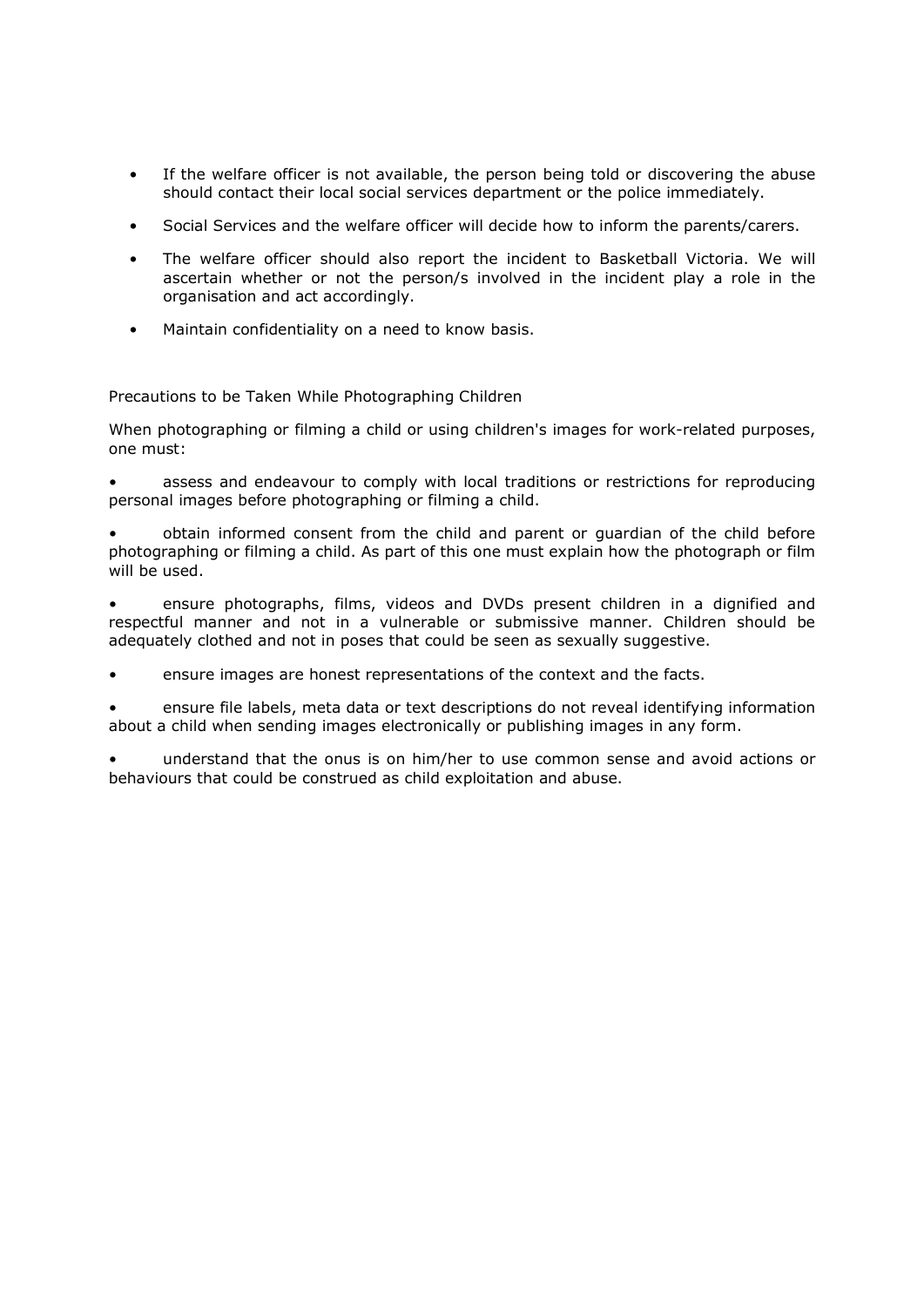- If the welfare officer is not available, the person being told or discovering the abuse should contact their local social services department or the police immediately.
- Social Services and the welfare officer will decide how to inform the parents/carers.
- The welfare officer should also report the incident to Basketball Victoria. We will ascertain whether or not the person/s involved in the incident play a role in the organisation and act accordingly.
- Maintain confidentiality on a need to know basis.

Precautions to be Taken While Photographing Children

When photographing or filming a child or using children's images for work-related purposes, one must:

- assess and endeavour to comply with local traditions or restrictions for reproducing personal images before photographing or filming a child.
- obtain informed consent from the child and parent or guardian of the child before photographing or filming a child. As part of this one must explain how the photograph or film will be used.
- ensure photographs, films, videos and DVDs present children in a dignified and respectful manner and not in a vulnerable or submissive manner. Children should be adequately clothed and not in poses that could be seen as sexually suggestive.
- ensure images are honest representations of the context and the facts.
- ensure file labels, meta data or text descriptions do not reveal identifying information about a child when sending images electronically or publishing images in any form.
- understand that the onus is on him/her to use common sense and avoid actions or behaviours that could be construed as child exploitation and abuse.